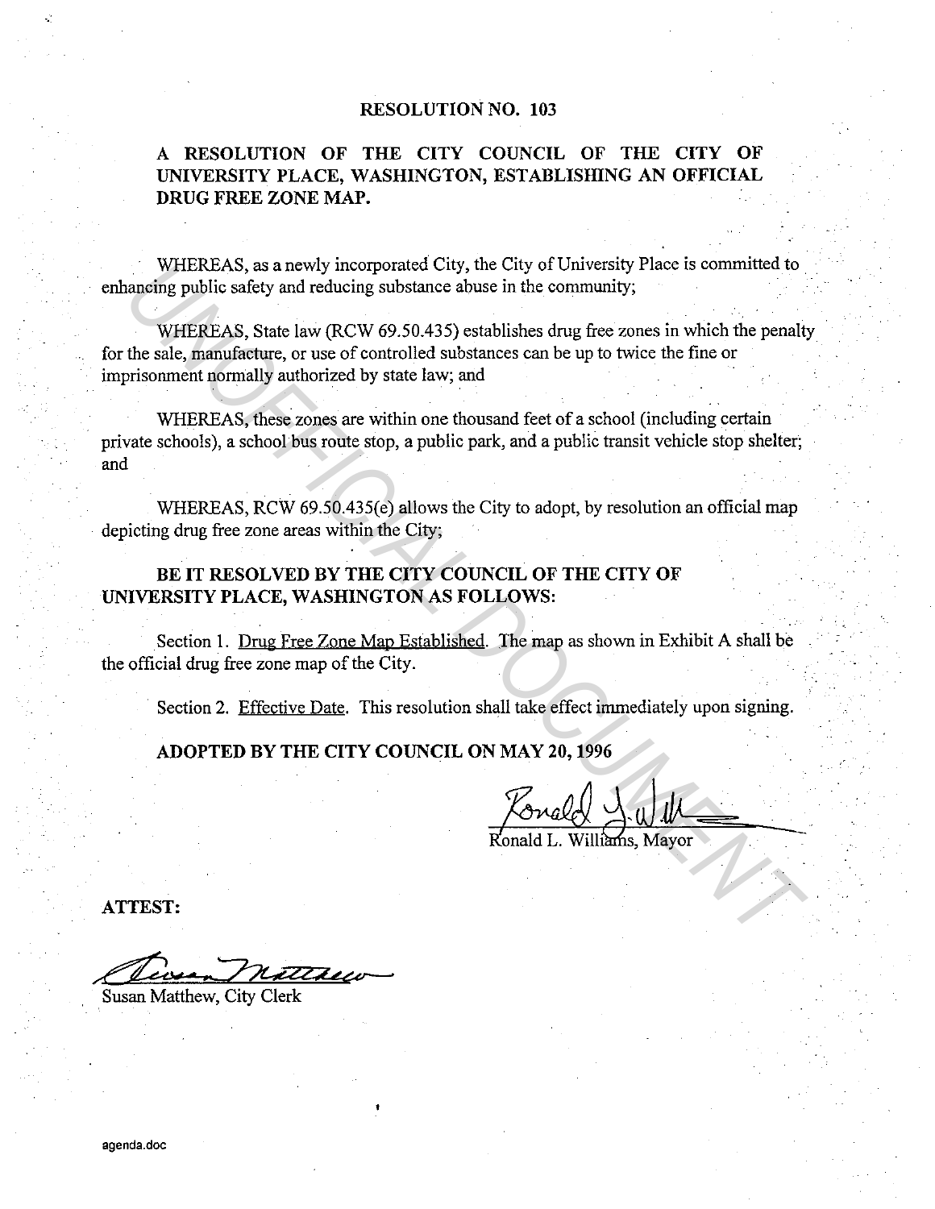# RESOLUTION NO. 103

## A RESOLUTION OF THE CITY COUNCIL OF THE CITY OF UNIVERSITY PLACE, WASHINGTON, ESTABLISHING AN OFFICIAL DRUG FREE ZONE MAP.

WHEREAS, as a newly incorporated City, the City of University Place is committed to enhancing public safety and reducing substance abuse in the community;

WHEREAS, State law (RCW 69.50.435) establishes drug free zones in which the penalty for the sale, manufacture, or use of controlled substances can be up to twice the fine or imprisonment normally authorized by state law; and

WHEREAS, these zones are within one thousand feet of a school (including certain private schools), a school bus route stop, a public park, and a public transit vehicle stop shelter; and

WHEREAS, RCW 69.50.435(e) allows the City to adopt, by resolution an official map depicting drug free zone areas within the City;

**BE IT RESOLVED BY THE CITY COUNCIL OF THE CITY OF UNIVERSITY PLACE, WASHINGTON AS FOLLOWS:**

Section 1. Drug Free Zone Map Established. The map as shown in Exhibit A shall be the official drug free zone map of the City.

Section 2. Effective Date. This resolution shall take effect immediately upon signing.

**ADOPTED BY THE CITY COUNCIL ON MAY 20, 1996**

Ronald L. Williams, Mayor

**ATTEST:**

Susan Matthew, City Clerk

agenda.doc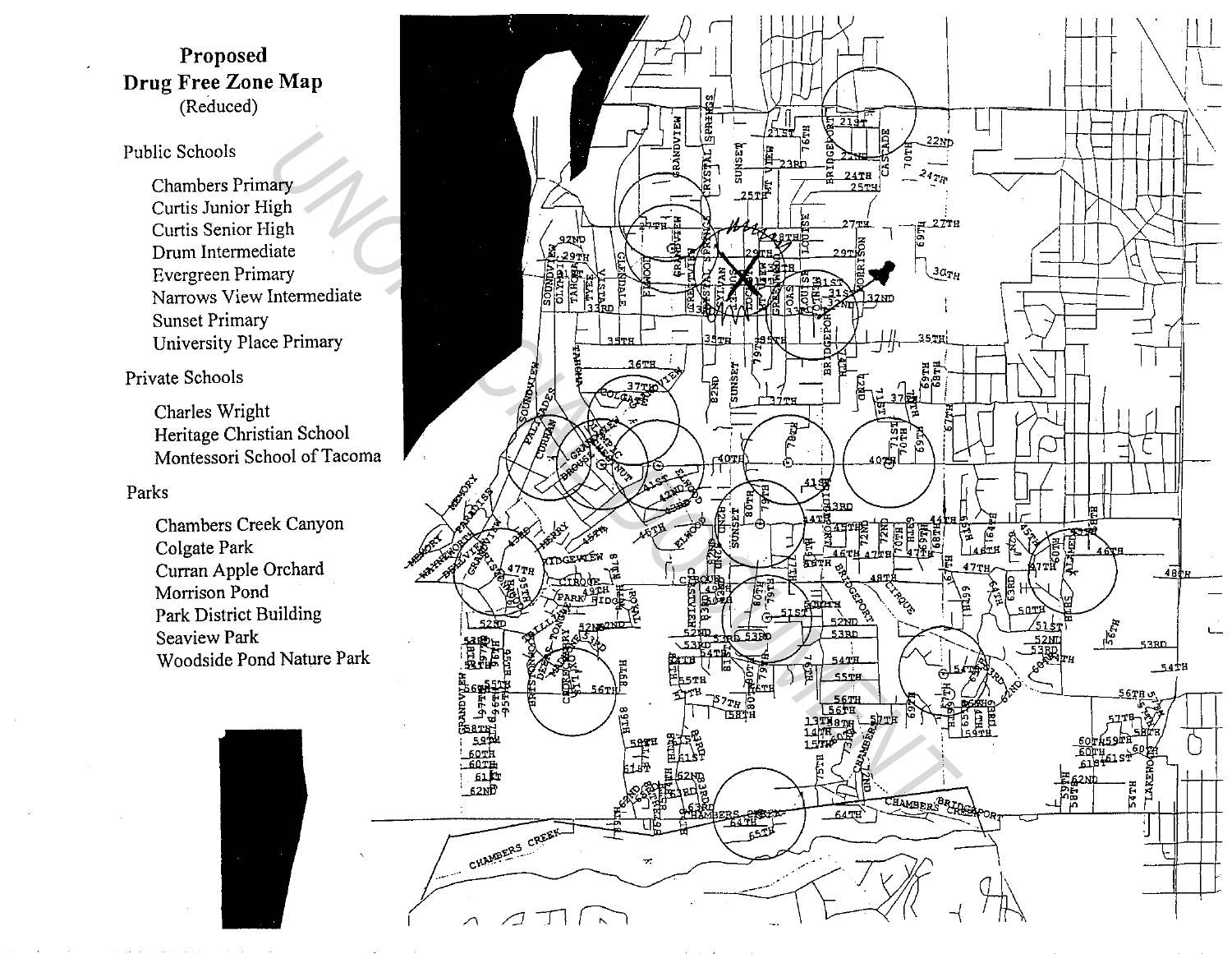# Proposed Drug Free Zone Map

(Reduced)

Public Schools

- Chambers Primary
- Curtis Junior High
- Curtis Senior High
- Drum Intermediate
- Evergreen Primary
- Narrows View Intermediate
- Sunset Primary
- University Place Primary

Private Schools

- Charles Wright
- Heritage Christian School
- Montessori School of Tacoma

Parks

- Chambers Creek Canyon
- Colgate Park
- Curran Apple Orchard
- Morrison Pond
- Park District Building
- Seaview Park
- Woodside Pond Nature Park